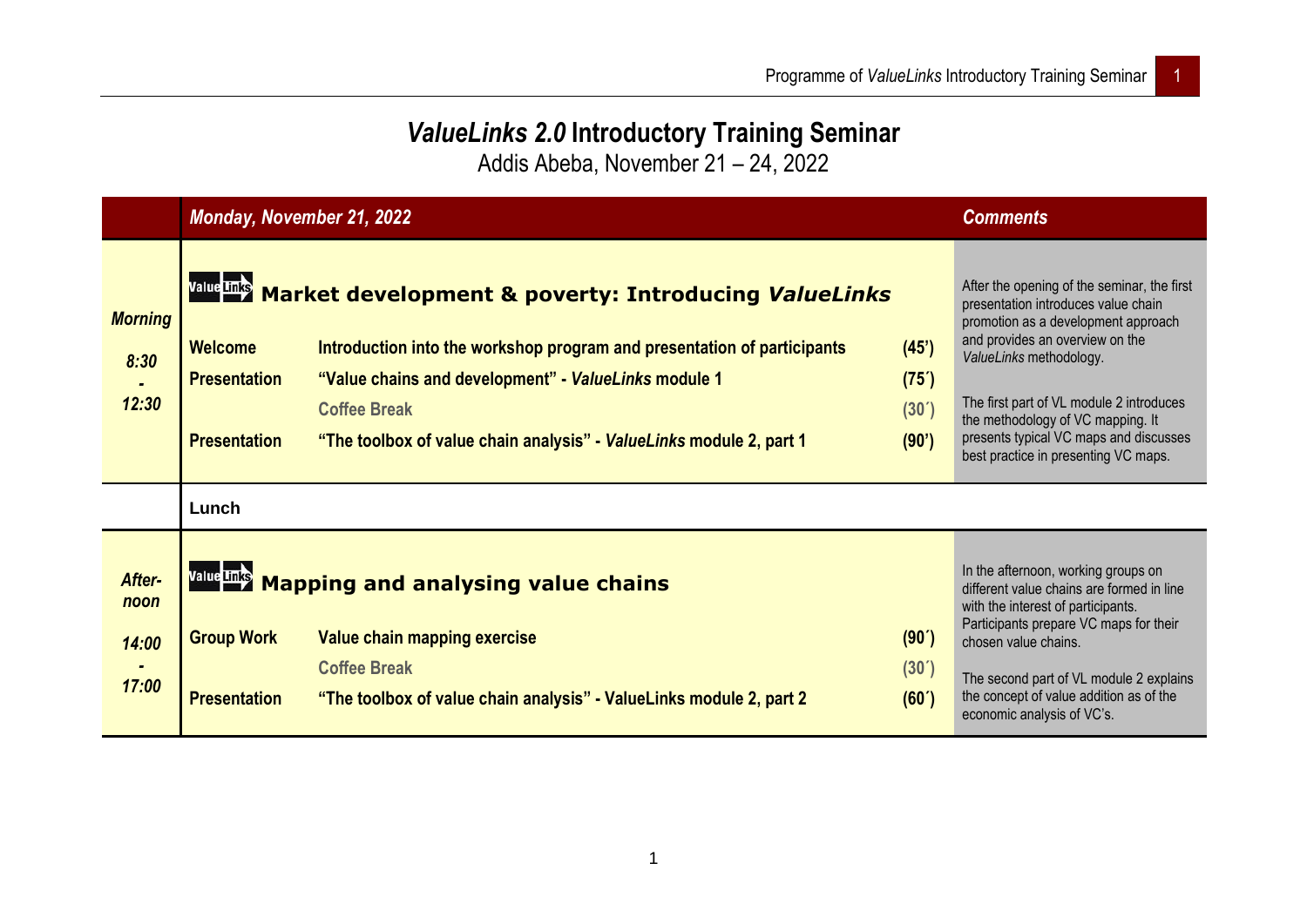# *ValueLinks 2.0* Introductory Training Seminar

Addis Abeba, November 21 – 24, 2022

| | *Monday, November 21, 2022* | | | *Comments* |
|---|---|---|---|---|
| *Morning* *8:30 - 12:30* | **Market development & poverty: Introducing *ValueLinks*** | | | After the opening of the seminar, the first presentation introduces value chain promotion as a development approach and provides an overview on the *ValueLinks* methodology. |
| | **Welcome** | **Introduction into the workshop program and presentation of participants** | **(45')** | |
| | **Presentation** | **"Value chains and development" - *ValueLinks* module 1** | **(75´)** | |
| | | **Coffee Break** | **(30´)** | The first part of VL module 2 introduces the methodology of VC mapping. It presents typical VC maps and discusses best practice in presenting VC maps. |
| | **Presentation** | **"The toolbox of value chain analysis" - *ValueLinks* module 2, part 1** | **(90')** | |
| | **Lunch** | | | |
| *After-noon* *14:00 - 17:00* | **Mapping and analysing value chains** | | | In the afternoon, working groups on different value chains are formed in line with the interest of participants. Participants prepare VC maps for their chosen value chains. |
| | **Group Work** | **Value chain mapping exercise** | **(90´)** | |
| | | **Coffee Break** | **(30´)** | The second part of VL module 2 explains the concept of value addition as of the economic analysis of VC's. |
| | **Presentation** | **"The toolbox of value chain analysis" - ValueLinks module 2, part 2** | **(60´)** | |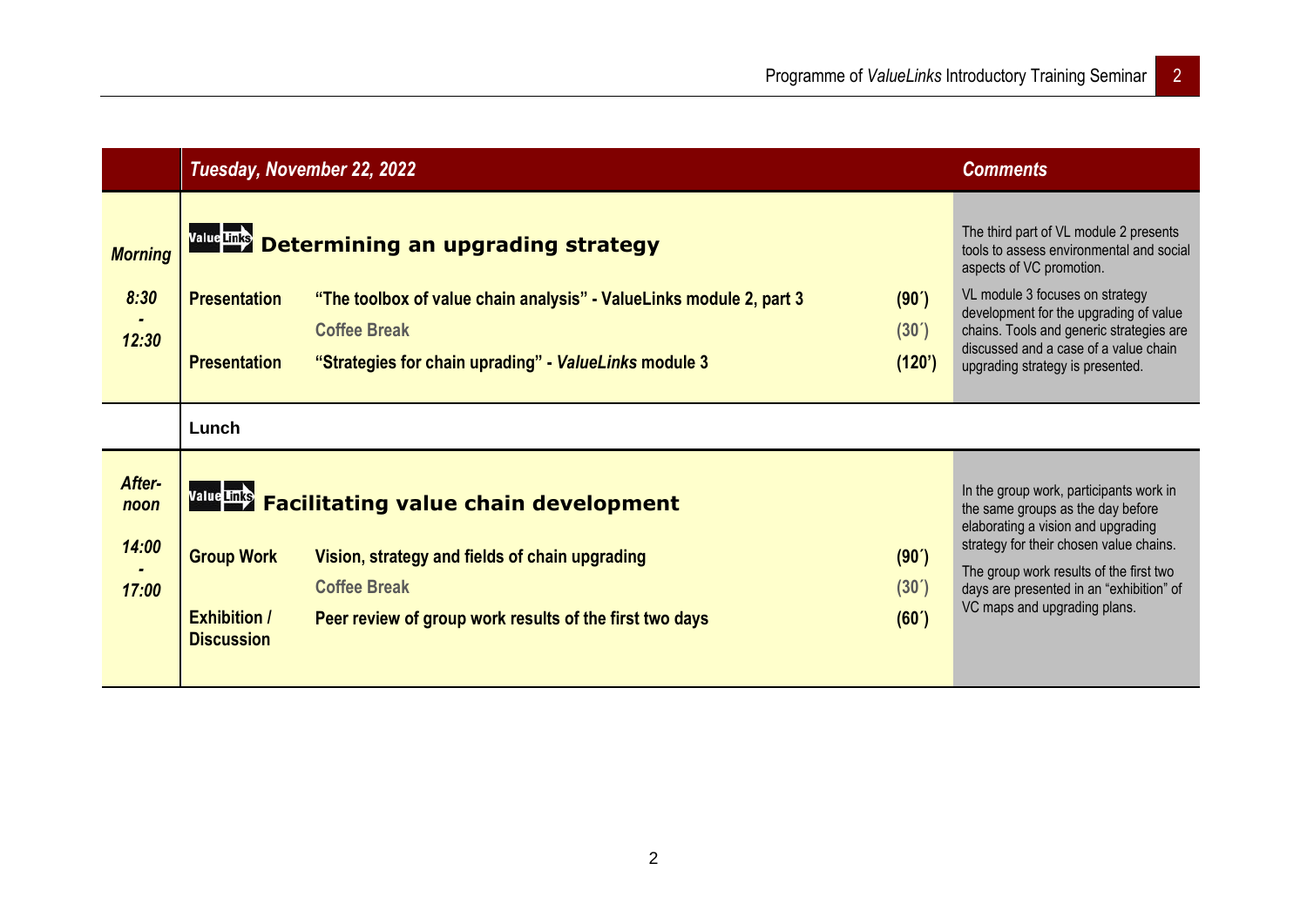| | *Tuesday, November 22, 2022* | | | *Comments* |
|---|---|---|---|---|
| ***Morning*** | **Determining an upgrading strategy** | | | The third part of VL module 2 presents tools to assess environmental and social aspects of VC promotion. |
| ***8:30 - 12:30*** | **Presentation** | **“The toolbox of value chain analysis” - ValueLinks module 2, part 3** | **(90´)** | VL module 3 focuses on strategy development for the upgrading of value chains. Tools and generic strategies are discussed and a case of a value chain upgrading strategy is presented. |
| | | **Coffee Break** | **(30´)** | |
| | **Presentation** | **“Strategies for chain upading” - *ValueLinks* module 3** | **(120’)** | |
| | **Lunch** | | | |
| ***After-noon*** | **Facilitating value chain development** | | | In the group work, participants work in the same groups as the day before elaborating a vision and upgrading strategy for their chosen value chains. |
| ***14:00 - 17:00*** | **Group Work** | **Vision, strategy and fields of chain upgrading** | **(90´)** | The group work results of the first two days are presented in an “exhibition” of VC maps and upgrading plans. |
| | | **Coffee Break** | **(30´)** | |
| | **Exhibition / Discussion** | **Peer review of group work results of the first two days** | **(60´)** | |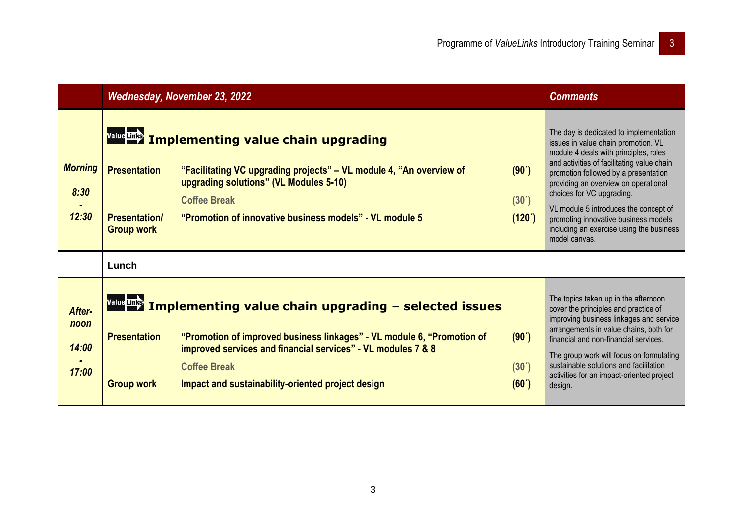| | Wednesday, November 23, 2022 | | | Comments |
|---|---|---|---|---|
| | **ValueLinks Implementing value chain upgrading** | | | The day is dedicated to implementation issues in value chain promotion. VL module 4 deals with principles, roles and activities of facilitating value chain promotion followed by a presentation providing an overview on operational choices for VC upgrading. |
| *Morning 8:30 - 12:30* | **Presentation** | **"Facilitating VC upgrading projects" – VL module 4, "An overview of upgrading solutions" (VL Modules 5-10)** | **(90´)** | |
| | | Coffee Break | (30´) | |
| | **Presentation/ Group work** | **"Promotion of innovative business models" - VL module 5** | **(120´)** | VL module 5 introduces the concept of promoting innovative business models including an exercise using the business model canvas. |
| | **Lunch** | | | |
| | **ValueLinks Implementing value chain upgrading – selected issues** | | | The topics taken up in the afternoon cover the principles and practice of improving business linkages and service arrangements in value chains, both for financial and non-financial services. |
| *After-noon 14:00 - 17:00* | **Presentation** | **"Promotion of improved business linkages" - VL module 6, "Promotion of improved services and financial services" - VL modules 7 & 8** | **(90´)** | |
| | | Coffee Break | (30´) | |
| | **Group work** | **Impact and sustainability-oriented project design** | **(60´)** | The group work will focus on formulating sustainable solutions and facilitation activities for an impact-oriented project design. |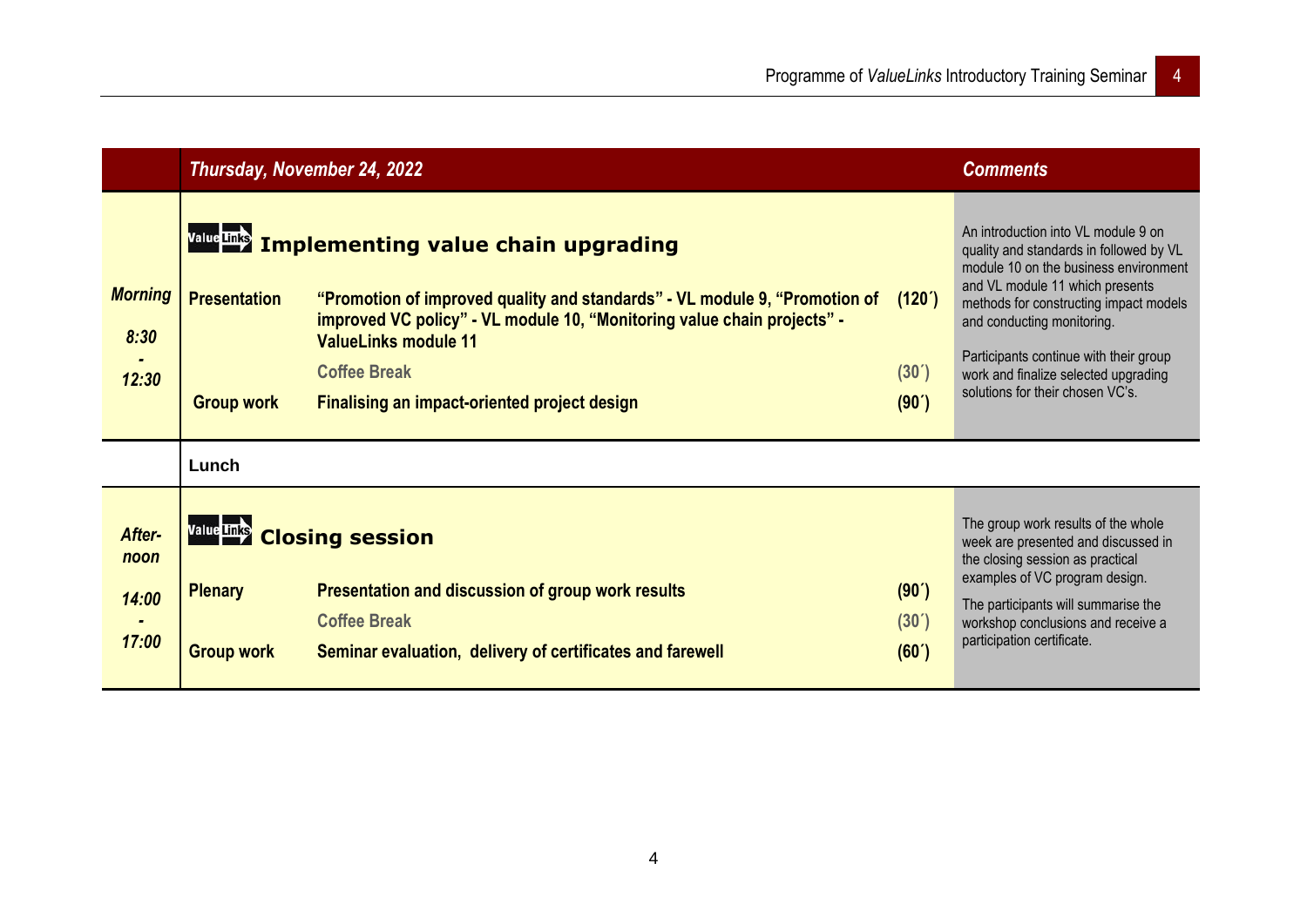| | Thursday, November 24, 2022 | | | Comments |
|---|---|---|---|---|
| | **ValueLinks Implementing value chain upgrading** | | | An introduction into VL module 9 on quality and standards in followed by VL module 10 on the business environment and VL module 11 which presents methods for constructing impact models and conducting monitoring. Participants continue with their group work and finalize selected upgrading solutions for their chosen VC's. |
| *Morning* *8:30 - 12:30* | **Presentation** | **"Promotion of improved quality and standards" - VL module 9, "Promotion of improved VC policy" - VL module 10, "Monitoring value chain projects" - ValueLinks module 11** | **(120´)** | |
| | | Coffee Break | (30´) | |
| | **Group work** | **Finalising an impact-oriented project design** | **(90´)** | |
| | **Lunch** | | | |
| | **ValueLinks Closing session** | | | The group work results of the whole week are presented and discussed in the closing session as practical examples of VC program design. The participants will summarise the workshop conclusions and receive a participation certificate. |
| *After-noon* *14:00 - 17:00* | **Plenary** | **Presentation and discussion of group work results** | **(90´)** | |
| | | Coffee Break | (30´) | |
| | **Group work** | **Seminar evaluation, delivery of certificates and farewell** | **(60´)** | |